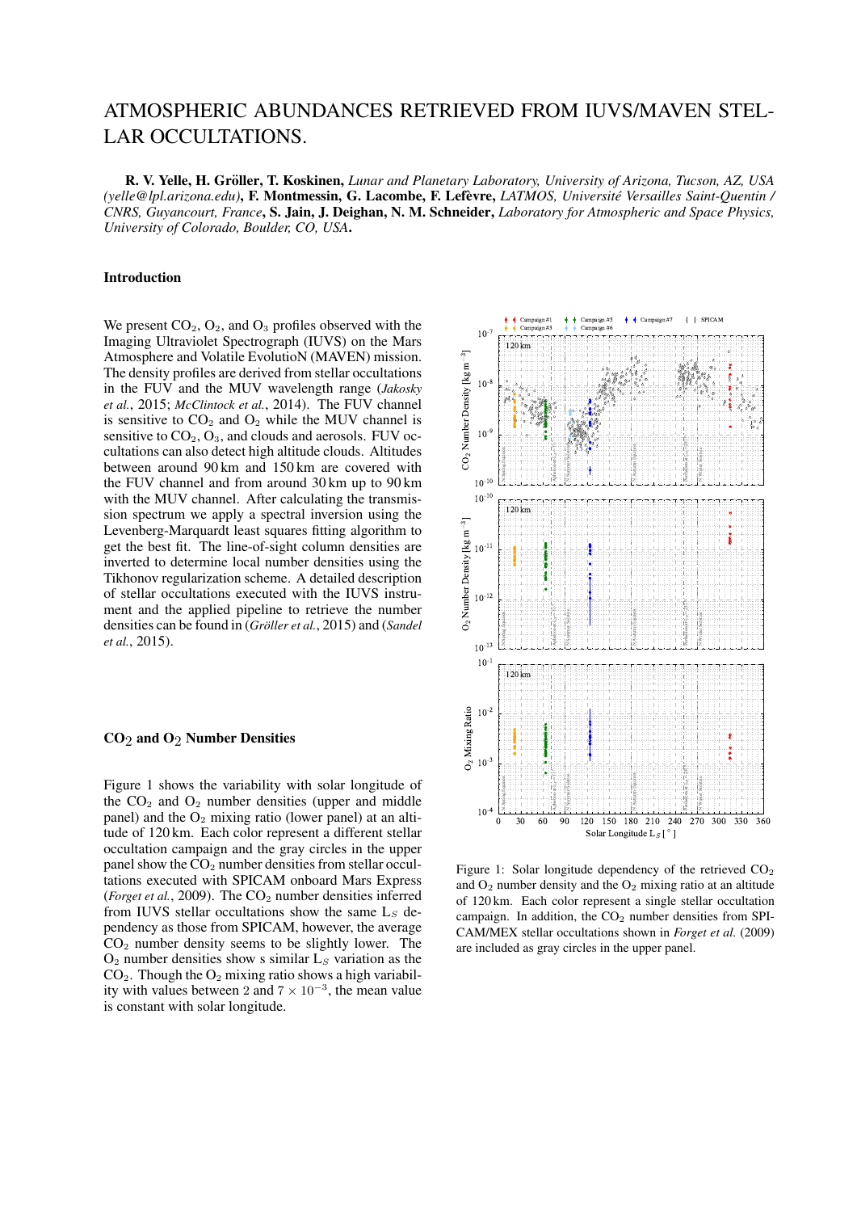# ATMOSPHERIC ABUNDANCES RETRIEVED FROM IUVS/MAVEN STELLAR OCCULTATIONS.

**R. V. Yelle, H. Gröller, T. Koskinen,** *Lunar and Planetary Laboratory, University of Arizona, Tucson, AZ, USA (yelle@lpl.arizona.edu)*, **F. Montmessin, G. Lacombe, F. Lefèvre,** *LATMOS, Université Versailles Saint-Quentin / CNRS, Guyancourt, France*, **S. Jain, J. Deighan, N. M. Schneider,** *Laboratory for Atmospheric and Space Physics, University of Colorado, Boulder, CO, USA*.

## Introduction

We present $CO_2$, $O_2$, and $O_3$ profiles observed with the Imaging Ultraviolet Spectrograph (IUVS) on the Mars Atmosphere and Volatile EvolutioN (MAVEN) mission. The density profiles are derived from stellar occultations in the FUV and the MUV wavelength range (*Jakosky et al.*, 2015; *McClintock et al.*, 2014). The FUV channel is sensitive to $CO_2$ and $O_2$ while the MUV channel is sensitive to $CO_2$, $O_3$, and clouds and aerosols. FUV occultations can also detect high altitude clouds. Altitudes between around 90 km and 150 km are covered with the FUV channel and from around 30 km up to 90 km with the MUV channel. After calculating the transmission spectrum we apply a spectral inversion using the Levenberg-Marquardt least squares fitting algorithm to get the best fit. The line-of-sight column densities are inverted to determine local number densities using the Tikhonov regularization scheme. A detailed description of stellar occultations executed with the IUVS instrument and the applied pipeline to retrieve the number densities can be found in (*Gröller et al.*, 2015) and (*Sandel et al.*, 2015).

## $CO_2$ and $O_2$ Number Densities

Figure 1 shows the variability with solar longitude of the $CO_2$ and $O_2$ number densities (upper and middle panel) and the $O_2$ mixing ratio (lower panel) at an altitude of 120 km. Each color represent a different stellar occultation campaign and the gray circles in the upper panel show the $CO_2$ number densities from stellar occultations executed with SPICAM onboard Mars Express (*Forget et al.*, 2009). The $CO_2$ number densities inferred from IUVS stellar occultations show the same $L_S$ dependency as those from SPICAM, however, the average $CO_2$ number density seems to be slightly lower. The $O_2$ number densities show s similar $L_S$ variation as the $CO_2$. Though the $O_2$ mixing ratio shows a high variability with values between 2 and $7 \times 10^{-3}$, the mean value is constant with solar longitude.

Figure 1: Solar longitude dependency of the retrieved $CO_2$ and $O_2$ number density and the $O_2$ mixing ratio at an altitude of 120 km. Each color represent a single stellar occultation campaign. In addition, the $CO_2$ number densities from SPICAM/MEX stellar occultations shown in *Forget et al.* (2009) are included as gray circles in the upper panel.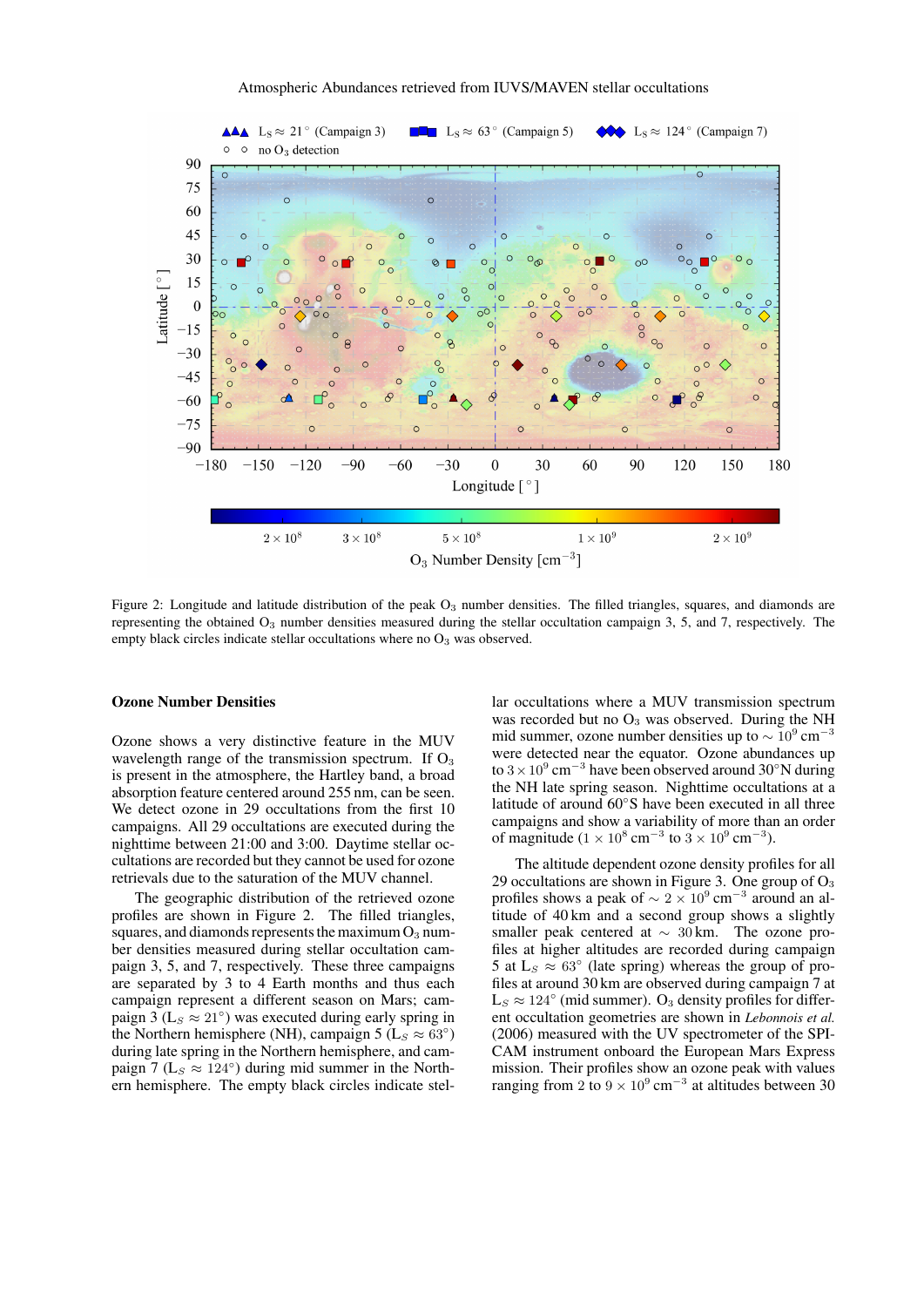Figure 2: Longitude and latitude distribution of the peak $O_3$ number densities. The filled triangles, squares, and diamonds are representing the obtained $O_3$ number densities measured during the stellar occultation campaign 3, 5, and 7, respectively. The empty black circles indicate stellar occultations where no $O_3$ was observed.

## Ozone Number Densities

Ozone shows a very distinctive feature in the MUV wavelength range of the transmission spectrum. If $O_3$ is present in the atmosphere, the Hartley band, a broad absorption feature centered around 255 nm, can be seen. We detect ozone in 29 occultations from the first 10 campaigns. All 29 occultations are executed during the nighttime between 21:00 and 3:00. Daytime stellar occultations are recorded but they cannot be used for ozone retrievals due to the saturation of the MUV channel.

The geographic distribution of the retrieved ozone profiles are shown in Figure 2. The filled triangles, squares, and diamonds represents the maximum $O_3$ number densities measured during stellar occultation campaign 3, 5, and 7, respectively. These three campaigns are separated by 3 to 4 Earth months and thus each campaign represent a different season on Mars; campaign 3 ($L_S \approx 21^\circ$) was executed during early spring in the Northern hemisphere (NH), campaign 5 ($L_S \approx 63^\circ$) during late spring in the Northern hemisphere, and campaign 7 ($L_S \approx 124^\circ$) during mid summer in the Northern hemisphere. The empty black circles indicate stellar occultations where a MUV transmission spectrum was recorded but no $O_3$ was observed. During the NH mid summer, ozone number densities up to $\sim 10^9$ cm$^{-3}$ were detected near the equator. Ozone abundances up to $3 \times 10^9$ cm$^{-3}$ have been observed around 30°N during the NH late spring season. Nighttime occultations at a latitude of around 60°S have been executed in all three campaigns and show a variability of more than an order of magnitude ($1 \times 10^8$ cm$^{-3}$ to $3 \times 10^9$ cm$^{-3}$).

The altitude dependent ozone density profiles for all 29 occultations are shown in Figure 3. One group of $O_3$ profiles shows a peak of $\sim 2 \times 10^9$ cm$^{-3}$ around an altitude of 40 km and a second group shows a slightly smaller peak centered at $\sim$ 30 km. The ozone profiles at higher altitudes are recorded during campaign 5 at $L_S \approx 63^\circ$ (late spring) whereas the group of profiles at around 30 km are observed during campaign 7 at $L_S \approx 124^\circ$ (mid summer). $O_3$ density profiles for different occultation geometries are shown in *Lebonnois et al.* (2006) measured with the UV spectrometer of the SPICAM instrument onboard the European Mars Express mission. Their profiles show an ozone peak with values ranging from 2 to $9 \times 10^9$ cm$^{-3}$ at altitudes between 30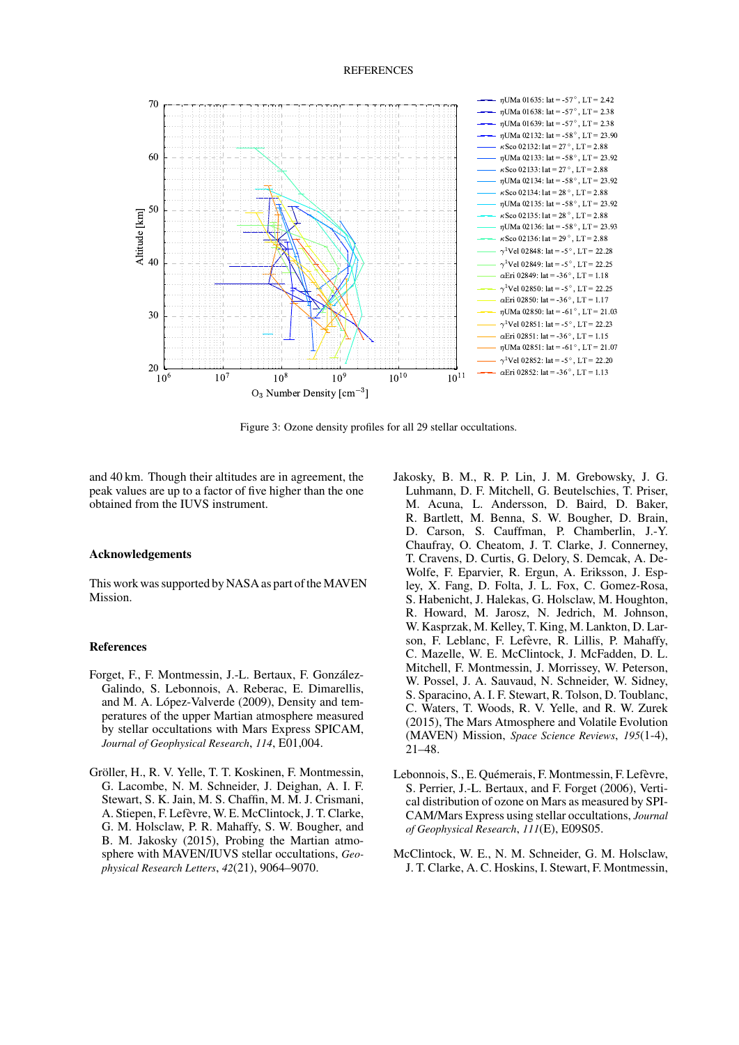Figure 3: Ozone density profiles for all 29 stellar occultations.

and 40 km. Though their altitudes are in agreement, the peak values are up to a factor of five higher than the one obtained from the IUVS instrument.

## Acknowledgements

This work was supported by NASA as part of the MAVEN Mission.

## References

Forget, F., F. Montmessin, J.-L. Bertaux, F. González-Galindo, S. Lebonnois, A. Reberac, E. Dimarellis, and M. A. López-Valverde (2009), Density and temperatures of the upper Martian atmosphere measured by stellar occultations with Mars Express SPICAM, *Journal of Geophysical Research*, *114*, E01,004.

Gröller, H., R. V. Yelle, T. T. Koskinen, F. Montmessin, G. Lacombe, N. M. Schneider, J. Deighan, A. I. F. Stewart, S. K. Jain, M. S. Chaffin, M. M. J. Crismani, A. Stiepen, F. Lefèvre, W. E. McClintock, J. T. Clarke, G. M. Holsclaw, P. R. Mahaffy, S. W. Bougher, and B. M. Jakosky (2015), Probing the Martian atmosphere with MAVEN/IUVS stellar occultations, *Geophysical Research Letters*, *42*(21), 9064–9070.

Jakosky, B. M., R. P. Lin, J. M. Grebowsky, J. G. Luhmann, D. F. Mitchell, G. Beutelschies, T. Priser, M. Acuna, L. Andersson, D. Baird, D. Baker, R. Bartlett, M. Benna, S. W. Bougher, D. Brain, D. Carson, S. Cauffman, P. Chamberlin, J.-Y. Chaufray, O. Cheatom, J. T. Clarke, J. Connerney, T. Cravens, D. Curtis, G. Delory, S. Demcak, A. DeWolfe, F. Eparvier, R. Ergun, A. Eriksson, J. Espley, X. Fang, D. Folta, J. L. Fox, C. Gomez-Rosa, S. Habenicht, J. Halekas, G. Holsclaw, M. Houghton, R. Howard, M. Jarosz, N. Jedrich, M. Johnson, W. Kasprzak, M. Kelley, T. King, M. Lankton, D. Larson, F. Leblanc, F. Lefèvre, R. Lillis, P. Mahaffy, C. Mazelle, W. E. McClintock, J. McFadden, D. L. Mitchell, F. Montmessin, J. Morrissey, W. Peterson, W. Possel, J. A. Sauvaud, N. Schneider, W. Sidney, S. Sparacino, A. I. F. Stewart, R. Tolson, D. Toublanc, C. Waters, T. Woods, R. V. Yelle, and R. W. Zurek (2015), The Mars Atmosphere and Volatile Evolution (MAVEN) Mission, *Space Science Reviews*, *195*(1-4), 21–48.

Lebonnois, S., E. Quémerais, F. Montmessin, F. Lefèvre, S. Perrier, J.-L. Bertaux, and F. Forget (2006), Vertical distribution of ozone on Mars as measured by SPICAM/Mars Express using stellar occultations, *Journal of Geophysical Research*, *111*(E), E09S05.

McClintock, W. E., N. M. Schneider, G. M. Holsclaw, J. T. Clarke, A. C. Hoskins, I. Stewart, F. Montmessin,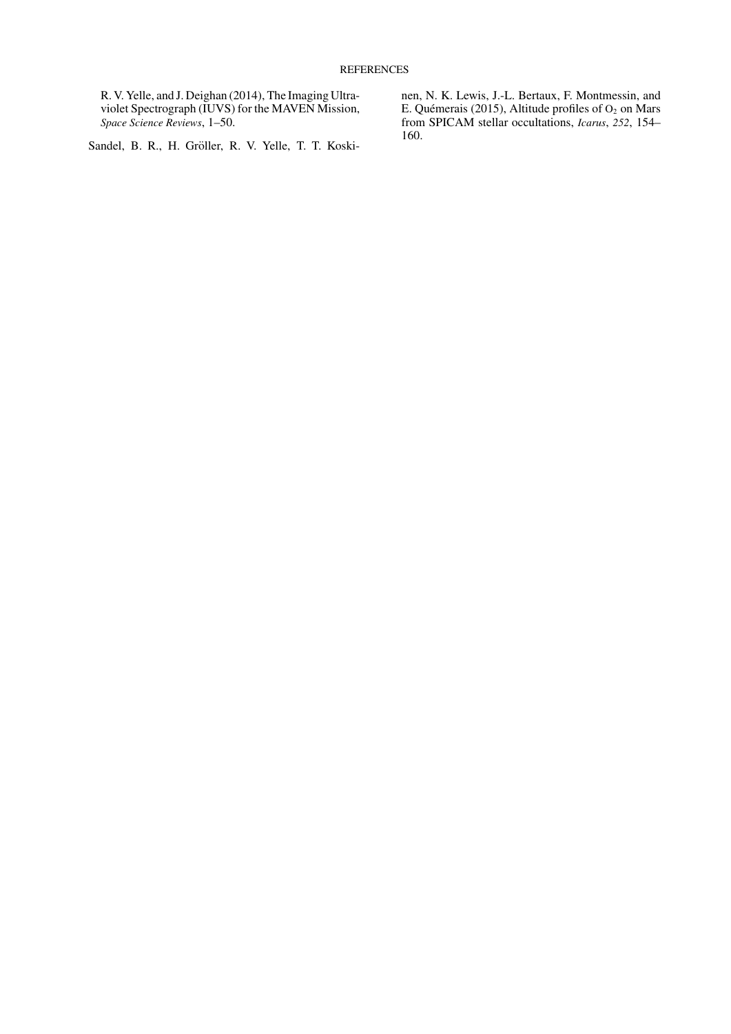R. V. Yelle, and J. Deighan (2014), The Imaging Ultraviolet Spectrograph (IUVS) for the MAVEN Mission, *Space Science Reviews*, 1–50.

Sandel, B. R., H. Gröller, R. V. Yelle, T. T. Koskinen, N. K. Lewis, J.-L. Bertaux, F. Montmessin, and E. Quémerais (2015), Altitude profiles of $O_2$ on Mars from SPICAM stellar occultations, *Icarus*, *252*, 154–160.